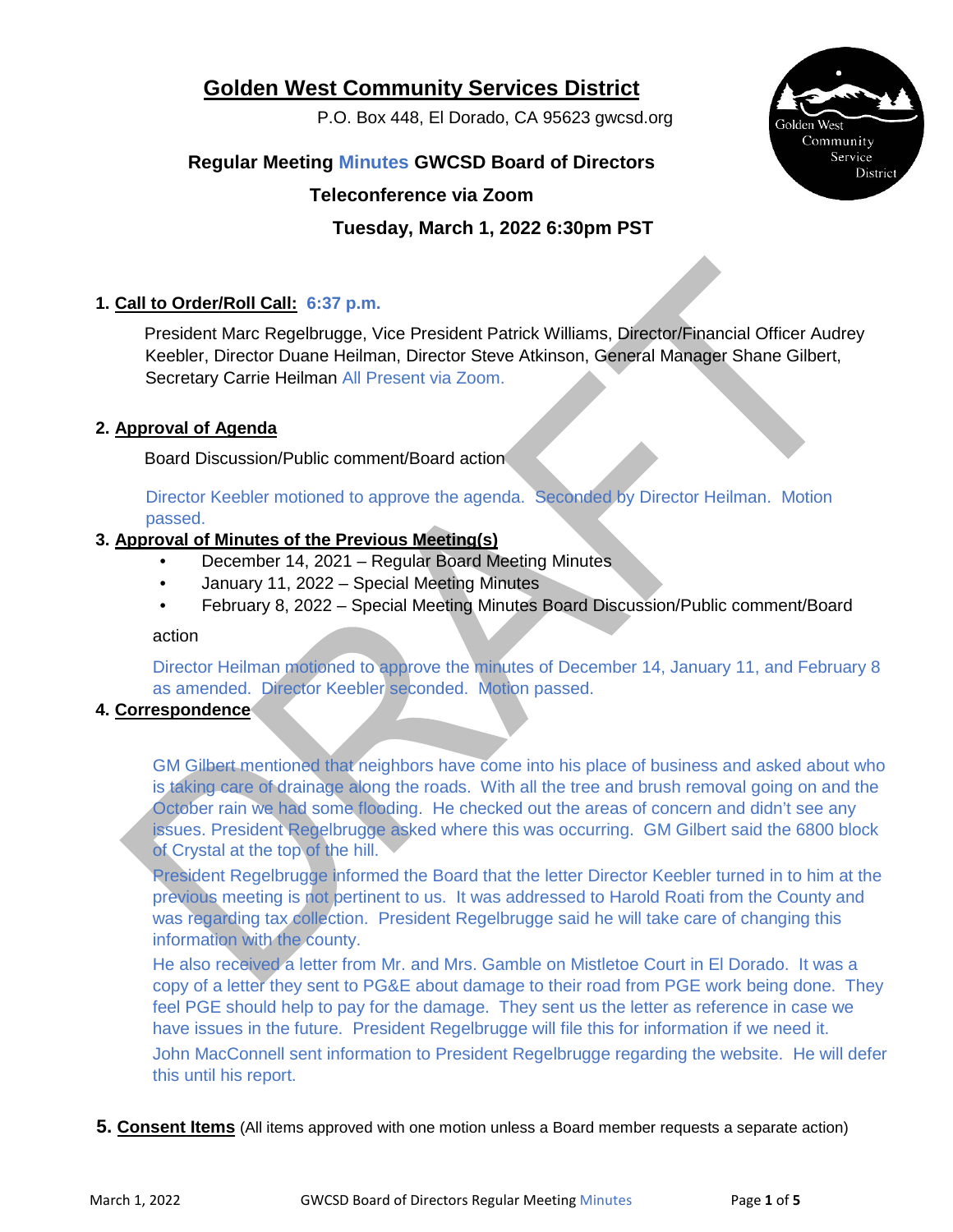# Golden West Community Services District

P.O. Box 448, El Dorado, CA 95623 gwcsd.org

**Regular Meeting Minutes GWCSD Board of Directors**

**Teleconference via Zoom**

**Tuesday, March 1, 2022 6:30pm PST**

**1. Call to Order/Roll Call: 6:37 p.m.**

President Marc Regelbrugge, Vice President Patrick Williams, Director/Financial Officer Audrey Keebler, Director Duane Heilman, Director Steve Atkinson, General Manager Shane Gilbert, Secretary Carrie Heilman All Present via Zoom.

**2. Approval of Agenda**

Board Discussion/Public comment/Board action

Director Keebler motioned to approve the agenda. Seconded by Director Heilman. Motion passed.

**3. Approval of Minutes of the Previous Meeting(s)**

- December 14, 2021 – Regular Board Meeting Minutes
- January 11, 2022 – Special Meeting Minutes
- February 8, 2022 – Special Meeting Minutes Board Discussion/Public comment/Board action

Director Heilman motioned to approve the minutes of December 14, January 11, and February 8 as amended. Director Keebler seconded. Motion passed.

**4. Correspondence**

GM Gilbert mentioned that neighbors have come into his place of business and asked about who is taking care of drainage along the roads. With all the tree and brush removal going on and the October rain we had some flooding. He checked out the areas of concern and didn't see any issues. President Regelbrugge asked where this was occurring. GM Gilbert said the 6800 block of Crystal at the top of the hill.

President Regelbrugge informed the Board that the letter Director Keebler turned in to him at the previous meeting is not pertinent to us. It was addressed to Harold Roati from the County and was regarding tax collection. President Regelbrugge said he will take care of changing this information with the county.

He also received a letter from Mr. and Mrs. Gamble on Mistletoe Court in El Dorado. It was a copy of a letter they sent to PG&E about damage to their road from PGE work being done. They feel PGE should help to pay for the damage. They sent us the letter as reference in case we have issues in the future. President Regelbrugge will file this for information if we need it.

John MacConnell sent information to President Regelbrugge regarding the website. He will defer this until his report.

**5. Consent Items** (All items approved with one motion unless a Board member requests a separate action)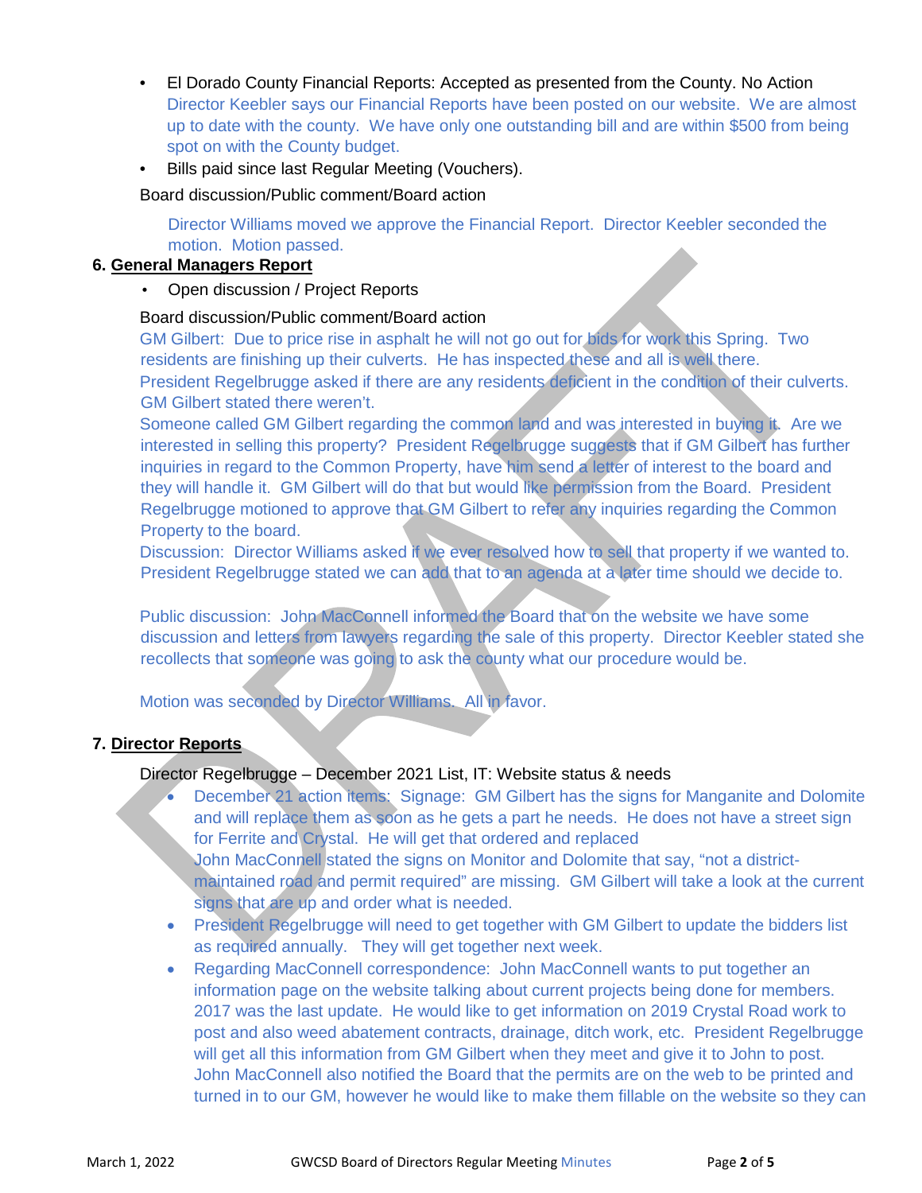- El Dorado County Financial Reports: Accepted as presented from the County. No Action
  Director Keebler says our Financial Reports have been posted on our website. We are almost up to date with the county. We have only one outstanding bill and are within $500 from being spot on with the County budget.
- Bills paid since last Regular Meeting (Vouchers).

Board discussion/Public comment/Board action

Director Williams moved we approve the Financial Report. Director Keebler seconded the motion. Motion passed.

6. **General Managers Report**

- Open discussion / Project Reports

Board discussion/Public comment/Board action

GM Gilbert: Due to price rise in asphalt he will not go out for bids for work this Spring. Two residents are finishing up their culverts. He has inspected these and all is well there.
President Regelbrugge asked if there are any residents deficient in the condition of their culverts. GM Gilbert stated there weren't.
Someone called GM Gilbert regarding the common land and was interested in buying it. Are we interested in selling this property? President Regelbrugge suggests that if GM Gilbert has further inquiries in regard to the Common Property, have him send a letter of interest to the board and they will handle it. GM Gilbert will do that but would like permission from the Board. President Regelbrugge motioned to approve that GM Gilbert to refer any inquiries regarding the Common Property to the board.
Discussion: Director Williams asked if we ever resolved how to sell that property if we wanted to. President Regelbrugge stated we can add that to an agenda at a later time should we decide to.

Public discussion: John MacConnell informed the Board that on the website we have some discussion and letters from lawyers regarding the sale of this property. Director Keebler stated she recollects that someone was going to ask the county what our procedure would be.

Motion was seconded by Director Williams. All in favor.

7. **Director Reports**

Director Regelbrugge – December 2021 List, IT: Website status & needs

- December 21 action items: Signage: GM Gilbert has the signs for Manganite and Dolomite and will replace them as soon as he gets a part he needs. He does not have a street sign for Ferrite and Crystal. He will get that ordered and replaced
  John MacConnell stated the signs on Monitor and Dolomite that say, "not a district-maintained road and permit required" are missing. GM Gilbert will take a look at the current signs that are up and order what is needed.
- President Regelbrugge will need to get together with GM Gilbert to update the bidders list as required annually. They will get together next week.
- Regarding MacConnell correspondence: John MacConnell wants to put together an information page on the website talking about current projects being done for members. 2017 was the last update. He would like to get information on 2019 Crystal Road work to post and also weed abatement contracts, drainage, ditch work, etc. President Regelbrugge will get all this information from GM Gilbert when they meet and give it to John to post. John MacConnell also notified the Board that the permits are on the web to be printed and turned in to our GM, however he would like to make them fillable on the website so they can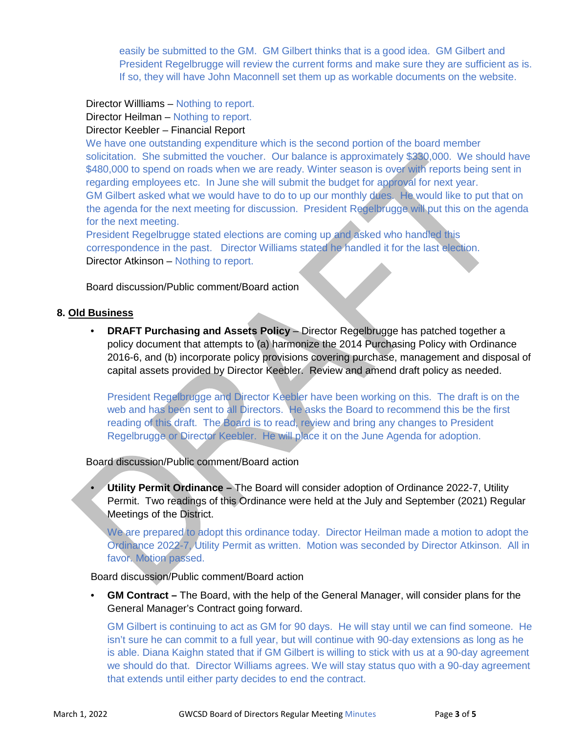easily be submitted to the GM. GM Gilbert thinks that is a good idea. GM Gilbert and President Regelbrugge will review the current forms and make sure they are sufficient as is. If so, they will have John Maconnell set them up as workable documents on the website.

Director Willliams – Nothing to report.
Director Heilman – Nothing to report.
Director Keebler – Financial Report
We have one outstanding expenditure which is the second portion of the board member solicitation. She submitted the voucher. Our balance is approximately $330,000. We should have $480,000 to spend on roads when we are ready. Winter season is over with reports being sent in regarding employees etc. In June she will submit the budget for approval for next year.
GM Gilbert asked what we would have to do to up our monthly dues. He would like to put that on the agenda for the next meeting for discussion. President Regelbrugge will put this on the agenda for the next meeting.
President Regelbrugge stated elections are coming up and asked who handled this correspondence in the past. Director Williams stated he handled it for the last election.
Director Atkinson – Nothing to report.

Board discussion/Public comment/Board action

## 8. Old Business

- **DRAFT Purchasing and Assets Policy** – Director Regelbrugge has patched together a policy document that attempts to (a) harmonize the 2014 Purchasing Policy with Ordinance 2016-6, and (b) incorporate policy provisions covering purchase, management and disposal of capital assets provided by Director Keebler. Review and amend draft policy as needed.

  President Regelbrugge and Director Keebler have been working on this. The draft is on the web and has been sent to all Directors. He asks the Board to recommend this be the first reading of this draft. The Board is to read, review and bring any changes to President Regelbrugge or Director Keebler. He will place it on the June Agenda for adoption.

Board discussion/Public comment/Board action

- **Utility Permit Ordinance –** The Board will consider adoption of Ordinance 2022-7, Utility Permit. Two readings of this Ordinance were held at the July and September (2021) Regular Meetings of the District.

  We are prepared to adopt this ordinance today. Director Heilman made a motion to adopt the Ordinance 2022-7, Utility Permit as written. Motion was seconded by Director Atkinson. All in favor. Motion passed.

Board discussion/Public comment/Board action

- **GM Contract –** The Board, with the help of the General Manager, will consider plans for the General Manager's Contract going forward.

  GM Gilbert is continuing to act as GM for 90 days. He will stay until we can find someone. He isn't sure he can commit to a full year, but will continue with 90-day extensions as long as he is able. Diana Kaighn stated that if GM Gilbert is willing to stick with us at a 90-day agreement we should do that. Director Williams agrees. We will stay status quo with a 90-day agreement that extends until either party decides to end the contract.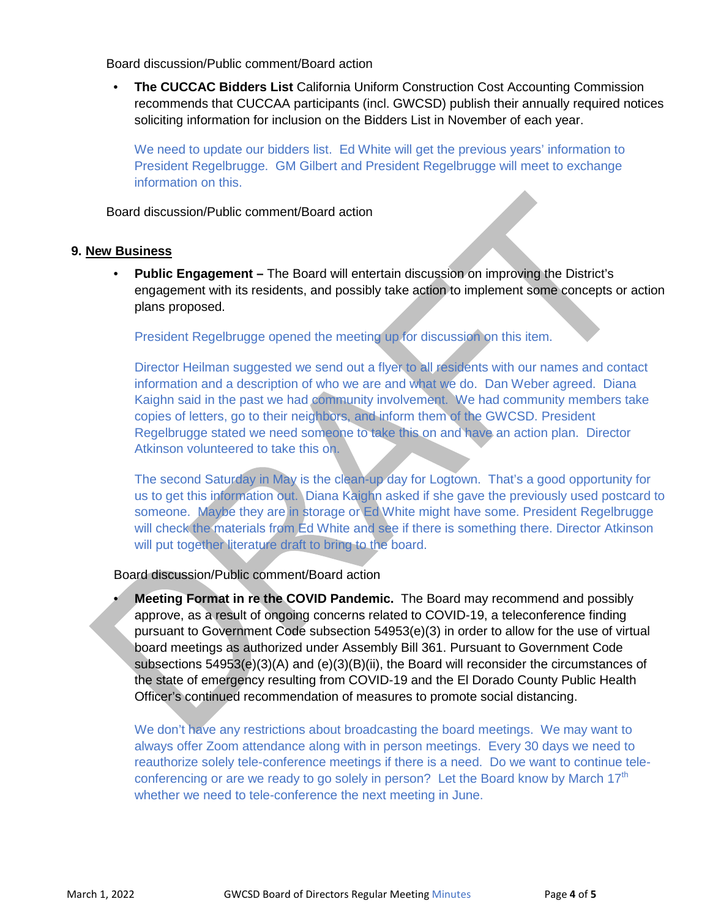Board discussion/Public comment/Board action

- **The CUCCAC Bidders List** California Uniform Construction Cost Accounting Commission recommends that CUCCAA participants (incl. GWCSD) publish their annually required notices soliciting information for inclusion on the Bidders List in November of each year.

  We need to update our bidders list. Ed White will get the previous years' information to President Regelbrugge. GM Gilbert and President Regelbrugge will meet to exchange information on this.

Board discussion/Public comment/Board action

## 9. New Business

- **Public Engagement –** The Board will entertain discussion on improving the District's engagement with its residents, and possibly take action to implement some concepts or action plans proposed.

  President Regelbrugge opened the meeting up for discussion on this item.

  Director Heilman suggested we send out a flyer to all residents with our names and contact information and a description of who we are and what we do. Dan Weber agreed. Diana Kaighn said in the past we had community involvement. We had community members take copies of letters, go to their neighbors, and inform them of the GWCSD. President Regelbrugge stated we need someone to take this on and have an action plan. Director Atkinson volunteered to take this on.

  The second Saturday in May is the clean-up day for Logtown. That's a good opportunity for us to get this information out. Diana Kaighn asked if she gave the previously used postcard to someone. Maybe they are in storage or Ed White might have some. President Regelbrugge will check the materials from Ed White and see if there is something there. Director Atkinson will put together literature draft to bring to the board.

Board discussion/Public comment/Board action

- **Meeting Format in re the COVID Pandemic.** The Board may recommend and possibly approve, as a result of ongoing concerns related to COVID-19, a teleconference finding pursuant to Government Code subsection 54953(e)(3) in order to allow for the use of virtual board meetings as authorized under Assembly Bill 361. Pursuant to Government Code subsections 54953(e)(3)(A) and (e)(3)(B)(ii), the Board will reconsider the circumstances of the state of emergency resulting from COVID-19 and the El Dorado County Public Health Officer's continued recommendation of measures to promote social distancing.

  We don't have any restrictions about broadcasting the board meetings. We may want to always offer Zoom attendance along with in person meetings. Every 30 days we need to reauthorize solely tele-conference meetings if there is a need. Do we want to continue tele-conferencing or are we ready to go solely in person? Let the Board know by March 17th whether we need to tele-conference the next meeting in June.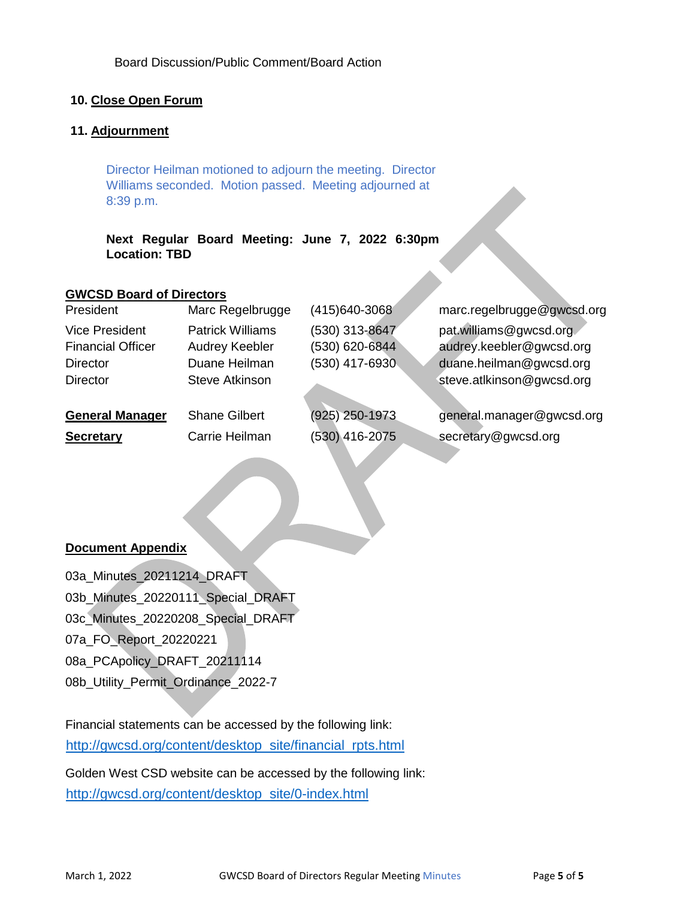Board Discussion/Public Comment/Board Action

**10. Close Open Forum**

**11. Adjournment**

Director Heilman motioned to adjourn the meeting. Director Williams seconded. Motion passed. Meeting adjourned at 8:39 p.m.

**Next Regular Board Meeting: June 7, 2022 6:30pm**
**Location: TBD**

**GWCSD Board of Directors**

| | | | |
|---|---|---|---|
| President | Marc Regelbrugge | (415)640-3068 | marc.regelbrugge@gwcsd.org |
| Vice President | Patrick Williams | (530) 313-8647 | pat.williams@gwcsd.org |
| Financial Officer | Audrey Keebler | (530) 620-6844 | audrey.keebler@gwcsd.org |
| Director | Duane Heilman | (530) 417-6930 | duane.heilman@gwcsd.org |
| Director | Steve Atkinson | | steve.atlkinson@gwcsd.org |
| **General Manager** | Shane Gilbert | (925) 250-1973 | general.manager@gwcsd.org |
| **Secretary** | Carrie Heilman | (530) 416-2075 | secretary@gwcsd.org |

**Document Appendix**

03a_Minutes_20211214_DRAFT

03b_Minutes_20220111_Special_DRAFT

03c_Minutes_20220208_Special_DRAFT

07a_FO_Report_20220221

08a_PCApolicy_DRAFT_20211114

08b_Utility_Permit_Ordinance_2022-7

Financial statements can be accessed by the following link:
http://gwcsd.org/content/desktop_site/financial_rpts.html

Golden West CSD website can be accessed by the following link:
http://gwcsd.org/content/desktop_site/0-index.html